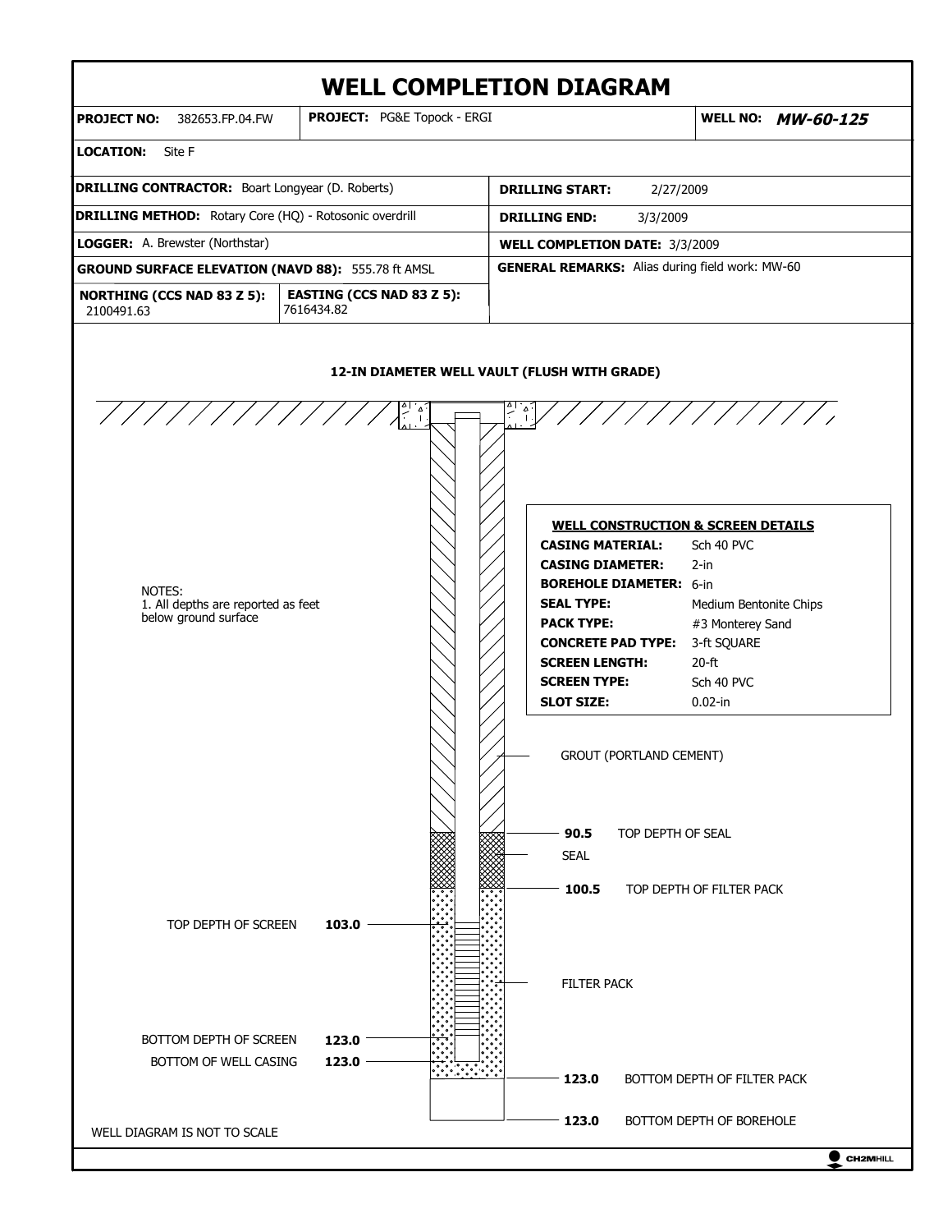# WELL COMPLETION DIAGRAM

| | | |
|---|---|---|
| **PROJECT NO:** 382653.FP.04.FW | **PROJECT:** PG&E Topock - ERGI | **WELL NO:** ***MW-60-125*** |
| **LOCATION:** Site F | | |
| **DRILLING CONTRACTOR:** Boart Longyear (D. Roberts) | | **DRILLING START:** 2/27/2009 |
| **DRILLING METHOD:** Rotary Core (HQ) - Rotosonic overdrill | | **DRILLING END:** 3/3/2009 |
| **LOGGER:** A. Brewster (Northstar) | | **WELL COMPLETION DATE:** 3/3/2009 |
| **GROUND SURFACE ELEVATION (NAVD 88):** 555.78 ft AMSL | | **GENERAL REMARKS:** Alias during field work: MW-60 |
| **NORTHING (CCS NAD 83 Z 5):** 2100491.63 | **EASTING (CCS NAD 83 Z 5):** 7616434.82 | |

**12-IN DIAMETER WELL VAULT (FLUSH WITH GRADE)**

NOTES:
1. All depths are reported as feet below ground surface

**WELL CONSTRUCTION & SCREEN DETAILS**

| | |
|---|---|
| **CASING MATERIAL:** | Sch 40 PVC |
| **CASING DIAMETER:** | 2-in |
| **BOREHOLE DIAMETER:** | 6-in |
| **SEAL TYPE:** | Medium Bentonite Chips |
| **PACK TYPE:** | #3 Monterey Sand |
| **CONCRETE PAD TYPE:** | 3-ft SQUARE |
| **SCREEN LENGTH:** | 20-ft |
| **SCREEN TYPE:** | Sch 40 PVC |
| **SLOT SIZE:** | 0.02-in |

GROUT (PORTLAND CEMENT)

**90.5** TOP DEPTH OF SEAL

SEAL

**100.5** TOP DEPTH OF FILTER PACK

TOP DEPTH OF SCREEN **103.0**

FILTER PACK

BOTTOM DEPTH OF SCREEN **123.0**

BOTTOM OF WELL CASING **123.0**

**123.0** BOTTOM DEPTH OF FILTER PACK

**123.0** BOTTOM DEPTH OF BOREHOLE

WELL DIAGRAM IS NOT TO SCALE

CH2MHILL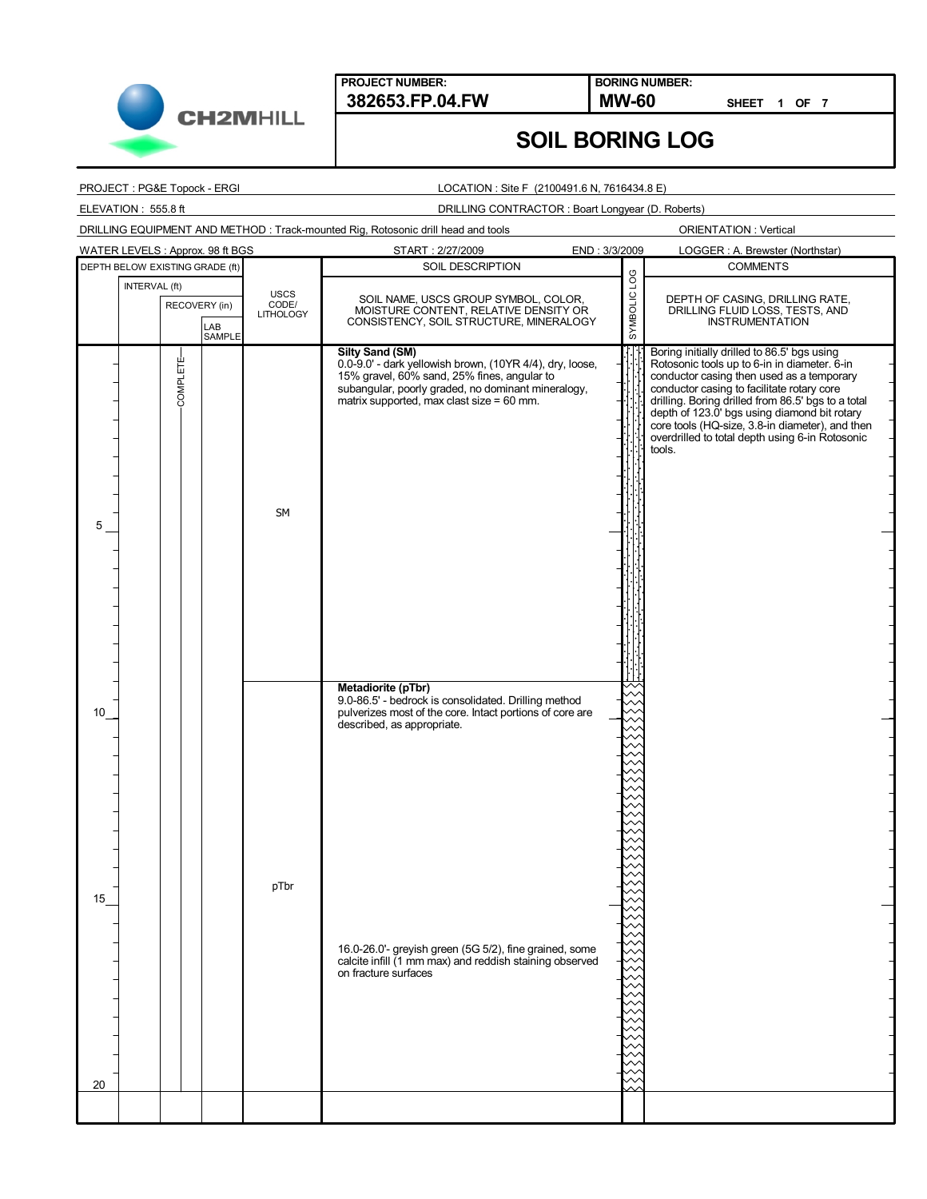**PROJECT NUMBER:** 382653.FP.04.FW

**BORING NUMBER:** MW-60 SHEET 1 OF 7

# SOIL BORING LOG

PROJECT : PG&E Topock - ERGI

LOCATION : Site F (2100491.6 N, 7616434.8 E)

ELEVATION : 555.8 ft

DRILLING CONTRACTOR : Boart Longyear (D. Roberts)

DRILLING EQUIPMENT AND METHOD : Track-mounted Rig, Rotosonic drill head and tools

ORIENTATION : Vertical

WATER LEVELS : Approx. 98 ft BGS

START : 2/27/2009

END : 3/3/2009

LOGGER : A. Brewster (Northstar)

| DEPTH BELOW EXISTING GRADE (ft) | INTERVAL (ft) | RECOVERY (in) | LAB SAMPLE | USCS CODE/ LITHOLOGY | SOIL DESCRIPTION: SOIL NAME, USCS GROUP SYMBOL, COLOR, MOISTURE CONTENT, RELATIVE DENSITY OR CONSISTENCY, SOIL STRUCTURE, MINERALOGY | SYMBOLIC LOG | COMMENTS: DEPTH OF CASING, DRILLING RATE, DRILLING FLUID LOSS, TESTS, AND INSTRUMENTATION |
|---|---|---|---|---|---|---|---|
| 0–9 | | COMPLETE | | SM | **Silty Sand (SM)** 0.0-9.0' - dark yellowish brown, (10YR 4/4), dry, loose, 15% gravel, 60% sand, 25% fines, angular to subangular, poorly graded, no dominant mineralogy, matrix supported, max clast size = 60 mm. | | Boring initially drilled to 86.5' bgs using Rotosonic tools up to 6-in in diameter. 6-in conductor casing then used as a temporary conductor casing to facilitate rotary core drilling. Boring drilled from 86.5' bgs to a total depth of 123.0' bgs using diamond bit rotary core tools (HQ-size, 3.8-in diameter), and then overdrilled to total depth using 6-in Rotosonic tools. |
| 5 | | | | | | | |
| 9–20 | | | | pTbr | **Metadiorite (pTbr)** 9.0-86.5' - bedrock is consolidated. Drilling method pulverizes most of the core. Intact portions of core are described, as appropriate. | | |
| 10 | | | | | | | |
| 15 | | | | | | | |
| 16 | | | | | 16.0-26.0'- greyish green (5G 5/2), fine grained, some calcite infill (1 mm max) and reddish staining observed on fracture surfaces | | |
| 20 | | | | | | | |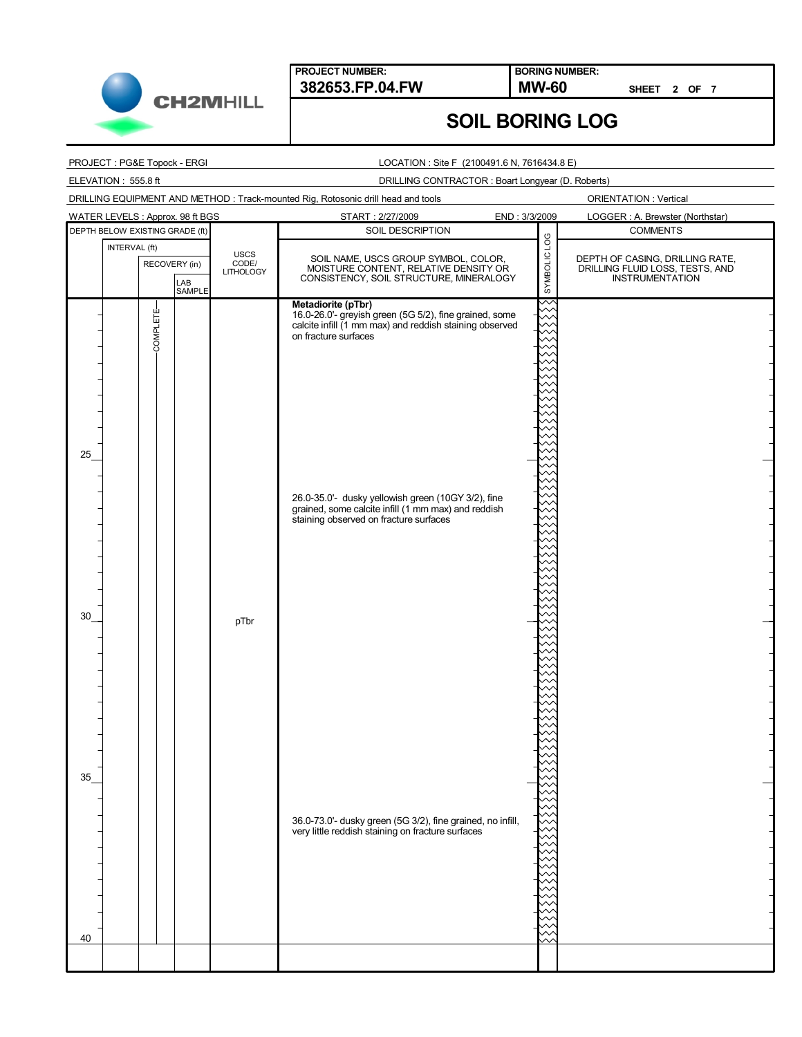**PROJECT NUMBER:** 382653.FP.04.FW

**BORING NUMBER:** MW-60

**SHEET** 2 **OF** 7

# SOIL BORING LOG

PROJECT : PG&E Topock - ERGI

LOCATION : Site F (2100491.6 N, 7616434.8 E)

ELEVATION : 555.8 ft

DRILLING CONTRACTOR : Boart Longyear (D. Roberts)

DRILLING EQUIPMENT AND METHOD : Track-mounted Rig, Rotosonic drill head and tools

ORIENTATION : Vertical

WATER LEVELS : Approx. 98 ft BGS

START : 2/27/2009

END : 3/3/2009

LOGGER : A. Brewster (Northstar)

| DEPTH BELOW EXISTING GRADE (ft) | INTERVAL (ft) | RECOVERY (in) | LAB SAMPLE | USCS CODE/ LITHOLOGY | SOIL DESCRIPTION: SOIL NAME, USCS GROUP SYMBOL, COLOR, MOISTURE CONTENT, RELATIVE DENSITY OR CONSISTENCY, SOIL STRUCTURE, MINERALOGY | SYMBOLIC LOG | COMMENTS: DEPTH OF CASING, DRILLING RATE, DRILLING FLUID LOSS, TESTS, AND INSTRUMENTATION |
|---|---|---|---|---|---|---|---|
| | | COMPLETE | | | **Metadiorite (pTbr)** 16.0-26.0'- greyish green (5G 5/2), fine grained, some calcite infill (1 mm max) and reddish staining observed on fracture surfaces | | |
| 25 | | | | | | | |
| | | | | | 26.0-35.0'- dusky yellowish green (10GY 3/2), fine grained, some calcite infill (1 mm max) and reddish staining observed on fracture surfaces | | |
| 30 | | | | pTbr | | | |
| 35 | | | | | | | |
| | | | | | 36.0-73.0'- dusky green (5G 3/2), fine grained, no infill, very little reddish staining on fracture surfaces | | |
| 40 | | | | | | | |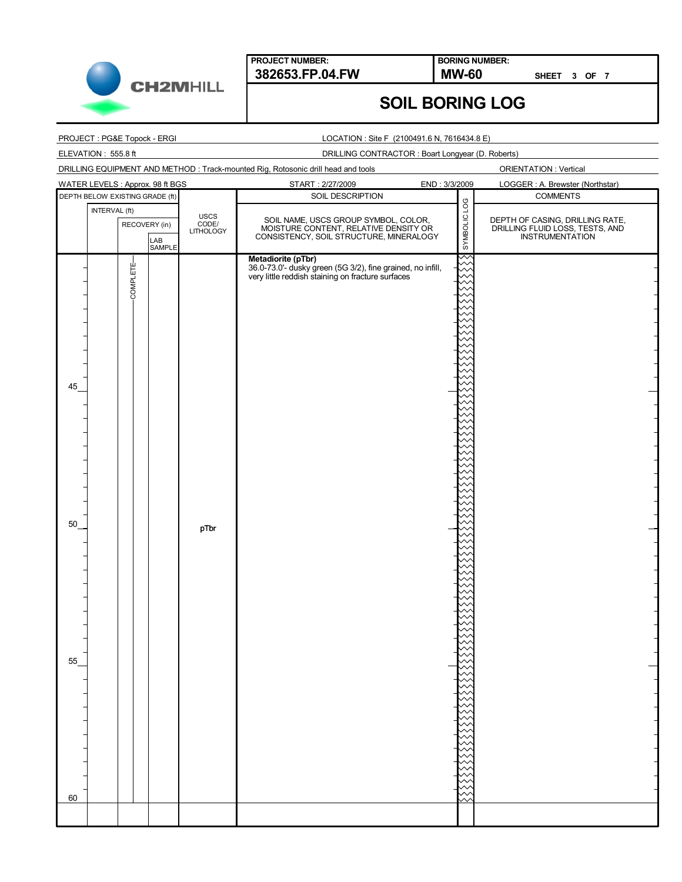**CH2MHILL**

| PROJECT NUMBER: | BORING NUMBER: |
|---|---|
| **382653.FP.04.FW** | **MW-60** SHEET 3 OF 7 |

# SOIL BORING LOG

PROJECT : PG&E Topock - ERGI

LOCATION : Site F (2100491.6 N, 7616434.8 E)

ELEVATION : 555.8 ft

DRILLING CONTRACTOR : Boart Longyear (D. Roberts)

DRILLING EQUIPMENT AND METHOD : Track-mounted Rig, Rotosonic drill head and tools

ORIENTATION : Vertical

WATER LEVELS : Approx. 98 ft BGS

START : 2/27/2009

END : 3/3/2009

LOGGER : A. Brewster (Northstar)

| DEPTH BELOW EXISTING GRADE (ft) | INTERVAL (ft) | RECOVERY (in) | LAB SAMPLE | USCS CODE/ LITHOLOGY | SOIL DESCRIPTION<br>SOIL NAME, USCS GROUP SYMBOL, COLOR, MOISTURE CONTENT, RELATIVE DENSITY OR CONSISTENCY, SOIL STRUCTURE, MINERALOGY | SYMBOLIC LOG | COMMENTS<br>DEPTH OF CASING, DRILLING RATE, DRILLING FLUID LOSS, TESTS, AND INSTRUMENTATION |
|---|---|---|---|---|---|---|---|
| | | COMPLETE | | | **Metadiorite (pTbr)**<br>36.0-73.0'- dusky green (5G 3/2), fine grained, no infill, very little reddish staining on fracture surfaces | | |
| 45 | | | | | | | |
| 50 | | | | pTbr | | | |
| 55 | | | | | | | |
| 60 | | | | | | | |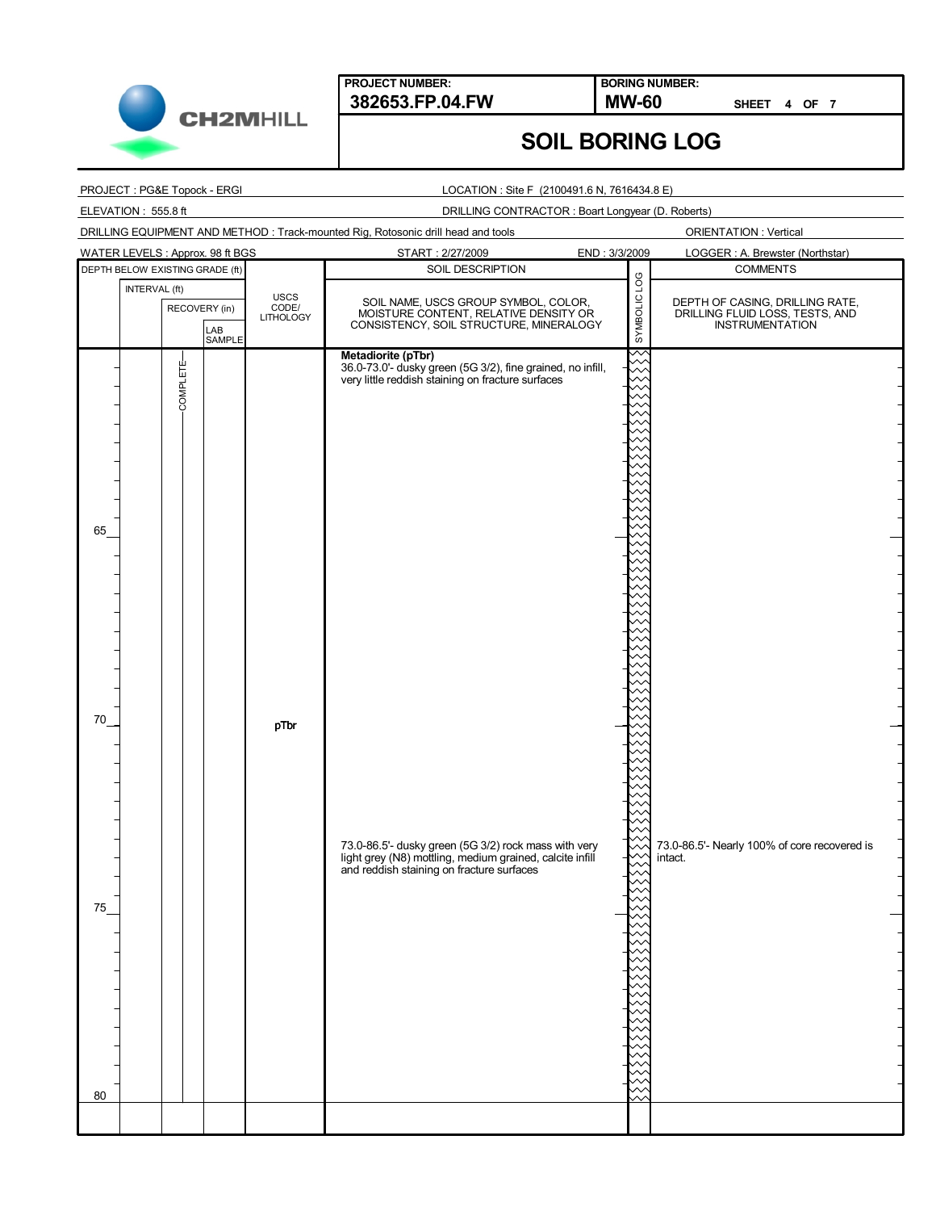**PROJECT NUMBER:** 382653.FP.04.FW

**BORING NUMBER:** MW-60

# SOIL BORING LOG

| | |
|---|---|
| PROJECT : PG&E Topock - ERGI | LOCATION : Site F (2100491.6 N, 7616434.8 E) |
| ELEVATION : 555.8 ft | DRILLING CONTRACTOR : Boart Longyear (D. Roberts) |
| DRILLING EQUIPMENT AND METHOD : Track-mounted Rig, Rotosonic drill head and tools | ORIENTATION : Vertical |
| WATER LEVELS : Approx. 98 ft BGS | START : 2/27/2009 END : 3/3/2009 LOGGER : A. Brewster (Northstar) |

| DEPTH BELOW EXISTING GRADE (ft) | INTERVAL (ft) | RECOVERY (in) | LAB SAMPLE | USCS CODE/ LITHOLOGY | SOIL DESCRIPTION: SOIL NAME, USCS GROUP SYMBOL, COLOR, MOISTURE CONTENT, RELATIVE DENSITY OR CONSISTENCY, SOIL STRUCTURE, MINERALOGY | SYMBOLIC LOG | COMMENTS: DEPTH OF CASING, DRILLING RATE, DRILLING FLUID LOSS, TESTS, AND INSTRUMENTATION |
|---|---|---|---|---|---|---|---|
| | | COMPLETE | | | **Metadiorite (pTbr)**<br>36.0-73.0'- dusky green (5G 3/2), fine grained, no infill, very little reddish staining on fracture surfaces | | |
| 65 | | | | | | | |
| 70 | | | | pTbr | | | |
| | | | | | 73.0-86.5'- dusky green (5G 3/2) rock mass with very light grey (N8) mottling, medium grained, calcite infill and reddish staining on fracture surfaces | | 73.0-86.5'- Nearly 100% of core recovered is intact. |
| 75 | | | | | | | |
| 80 | | | | | | | |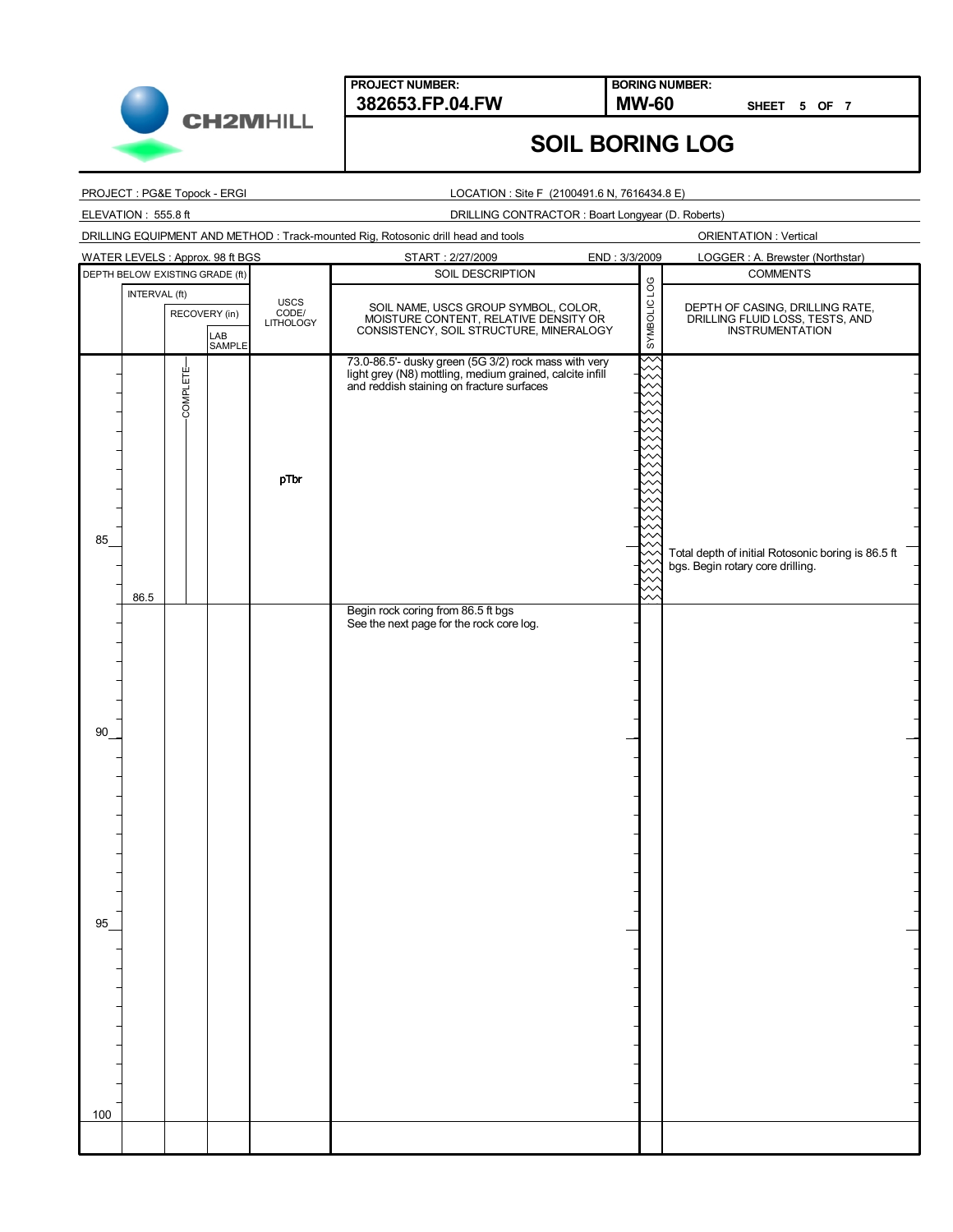CH2MHILL

**PROJECT NUMBER:** 382653.FP.04.FW

**BORING NUMBER:** MW-60

SHEET 5 OF 7

# SOIL BORING LOG

PROJECT : PG&E Topock - ERGI

LOCATION : Site F (2100491.6 N, 7616434.8 E)

ELEVATION : 555.8 ft

DRILLING CONTRACTOR : Boart Longyear (D. Roberts)

DRILLING EQUIPMENT AND METHOD : Track-mounted Rig, Rotosonic drill head and tools

ORIENTATION : Vertical

WATER LEVELS : Approx. 98 ft BGS

START : 2/27/2009

END : 3/3/2009

LOGGER : A. Brewster (Northstar)

| DEPTH BELOW EXISTING GRADE (ft) | INTERVAL (ft) | RECOVERY (in) | LAB SAMPLE | USCS CODE/ LITHOLOGY | SOIL DESCRIPTION: SOIL NAME, USCS GROUP SYMBOL, COLOR, MOISTURE CONTENT, RELATIVE DENSITY OR CONSISTENCY, SOIL STRUCTURE, MINERALOGY | SYMBOLIC LOG | COMMENTS: DEPTH OF CASING, DRILLING RATE, DRILLING FLUID LOSS, TESTS, AND INSTRUMENTATION |
|---|---|---|---|---|---|---|---|
| 85 | 86.5 | COMPLETE | | pTbr | 73.0-86.5'- dusky green (5G 3/2) rock mass with very light grey (N8) mottling, medium grained, calcite infill and reddish staining on fracture surfaces | | Total depth of initial Rotosonic boring is 86.5 ft bgs. Begin rotary core drilling. |
| 90 | | | | | Begin rock coring from 86.5 ft bgs<br>See the next page for the rock core log. | | |
| 95 | | | | | | | |
| 100 | | | | | | | |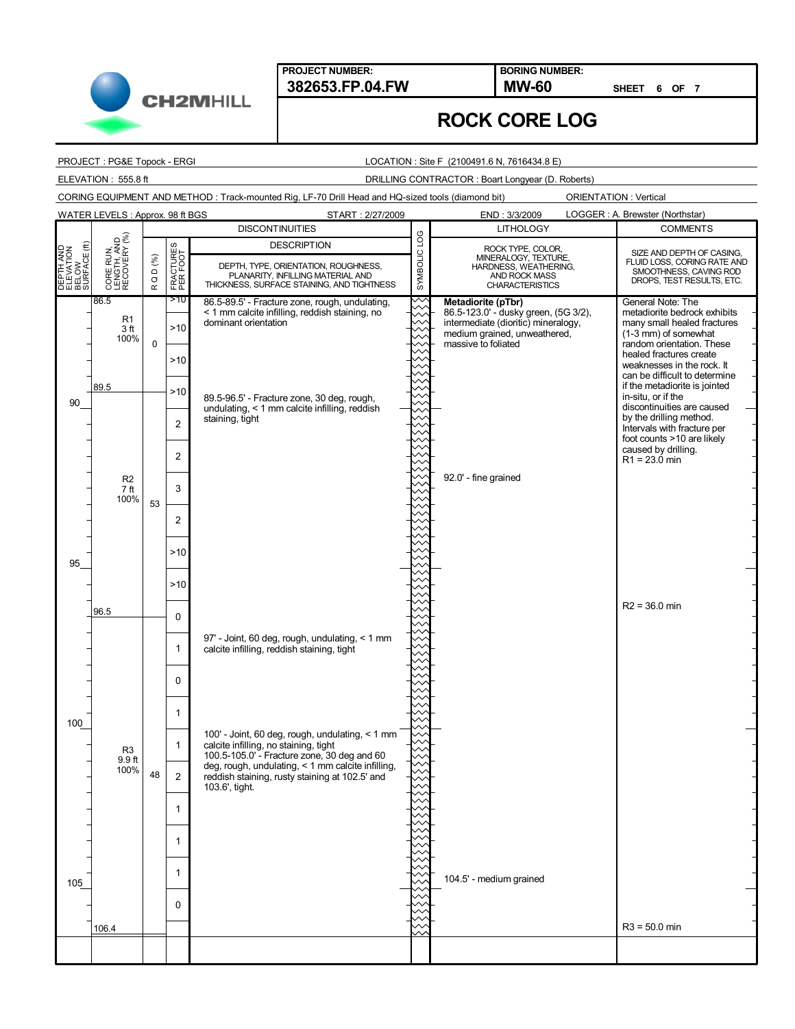# ROCK CORE LOG

**PROJECT NUMBER:** 382653.FP.04.FW

**BORING NUMBER:** MW-60

SHEET 6 OF 7

PROJECT : PG&E Topock - ERGI

LOCATION : Site F (2100491.6 N, 7616434.8 E)

ELEVATION : 555.8 ft

DRILLING CONTRACTOR : Boart Longyear (D. Roberts)

CORING EQUIPMENT AND METHOD : Track-mounted Rig, LF-70 Drill Head and HQ-sized tools (diamond bit)

ORIENTATION : Vertical

WATER LEVELS : Approx. 98 ft BGS

START : 2/27/2009

END : 3/3/2009

LOGGER : A. Brewster (Northstar)

| DEPTH AND ELEVATION BELOW SURFACE (ft) | CORE RUN, LENGTH, AND RECOVERY (%) | R Q D (%) | FRACTURES PER FOOT | DISCONTINUITIES DESCRIPTION: DEPTH, TYPE, ORIENTATION, ROUGHNESS, PLANARITY, INFILLING MATERIAL AND THICKNESS, SURFACE STAINING, AND TIGHTNESS | LITHOLOGY: ROCK TYPE, COLOR, MINERALOGY, TEXTURE, HARDNESS, WEATHERING, AND ROCK MASS CHARACTERISTICS | COMMENTS: SIZE AND DEPTH OF CASING, FLUID LOSS, CORING RATE AND SMOOTHNESS, CAVING ROD DROPS, TEST RESULTS, ETC. |
|---|---|---|---|---|---|---|
| | 86.5 | | >10 | 86.5-89.5' - Fracture zone, rough, undulating, < 1 mm calcite infilling, reddish staining, no dominant orientation | **Metadiorite (pTbr)** 86.5-123.0' - dusky green, (5G 3/2), intermediate (dioritic) mineralogy, medium grained, unweathered, massive to foliated | General Note: The metadiorite bedrock exhibits many small healed fractures (1-3 mm) of somewhat random orientation. These healed fractures create weaknesses in the rock. It can be difficult to determine if the metadiorite is jointed in-situ, or if the discontinuities are caused by the drilling method. Intervals with fracture per foot counts >10 are likely caused by drilling. |
| | R1 3 ft 100% | 0 | >10 | | | |
| | | | >10 | | | R1 = 23.0 min |
| | 89.5 | | >10 | | | |
| 90 | | | 2 | 89.5-96.5' - Fracture zone, 30 deg, rough, undulating, < 1 mm calcite infilling, reddish staining, tight | | |
| | | | 2 | | | |
| | R2 7 ft 100% | 53 | 3 | | 92.0' - fine grained | |
| | | | 2 | | | |
| | | | >10 | | | |
| 95 | | | >10 | | | |
| | 96.5 | | 0 | | | R2 = 36.0 min |
| | | | 1 | 97' - Joint, 60 deg, rough, undulating, < 1 mm calcite infilling, reddish staining, tight | | |
| | | | 0 | | | |
| | | | 1 | | | |
| 100 | | | 1 | 100' - Joint, 60 deg, rough, undulating, < 1 mm calcite infilling, no staining, tight | | |
| | R3 9.9 ft 100% | 48 | 2 | 100.5-105.0' - Fracture zone, 30 deg and 60 deg, rough, undulating, < 1 mm calcite infilling, reddish staining, rusty staining at 102.5' and 103.6', tight | | |
| | | | 1 | | | |
| | | | 1 | | | |
| | | | 1 | | 104.5' - medium grained | |
| 105 | | | 0 | | | |
| | 106.4 | | | | | R3 = 50.0 min |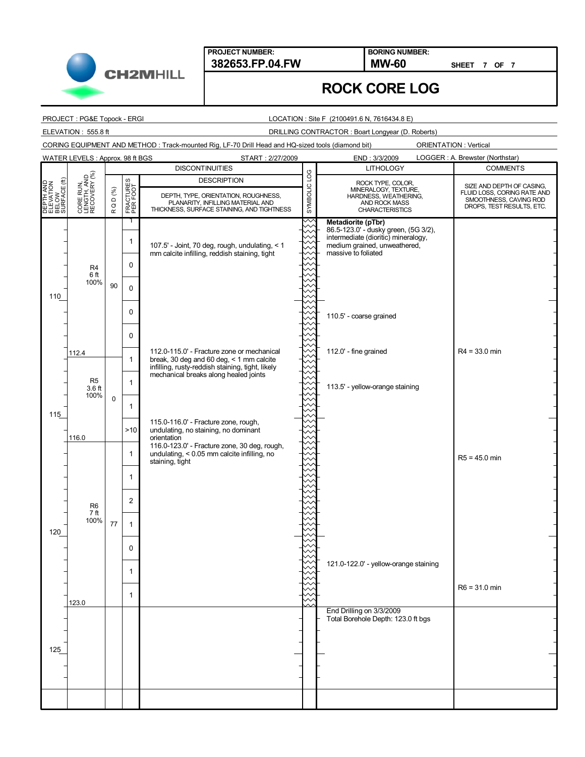**PROJECT NUMBER:** 382653.FP.04.FW

**BORING NUMBER:** MW-60

SHEET 7 OF 7

# ROCK CORE LOG

PROJECT : PG&E Topock - ERGI

LOCATION : Site F (2100491.6 N, 7616434.8 E)

ELEVATION : 555.8 ft

DRILLING CONTRACTOR : Boart Longyear (D. Roberts)

CORING EQUIPMENT AND METHOD : Track-mounted Rig, LF-70 Drill Head and HQ-sized tools (diamond bit)

ORIENTATION : Vertical

WATER LEVELS : Approx. 98 ft BGS

START : 2/27/2009

END : 3/3/2009

LOGGER : A. Brewster (Northstar)

| DEPTH AND ELEVATION BELOW SURFACE (ft) | CORE RUN, LENGTH, AND RECOVERY (%) | R Q D (%) | FRACTURES PER FOOT | DISCONTINUITIES DESCRIPTION: DEPTH, TYPE, ORIENTATION, ROUGHNESS, PLANARITY, INFILLING MATERIAL AND THICKNESS, SURFACE STAINING, AND TIGHTNESS | SYMBOLIC LOG | LITHOLOGY: ROCK TYPE, COLOR, MINERALOGY, TEXTURE, HARDNESS, WEATHERING, AND ROCK MASS CHARACTERISTICS | COMMENTS: SIZE AND DEPTH OF CASING, FLUID LOSS, CORING RATE AND SMOOTHNESS, CAVING ROD DROPS, TEST RESULTS, ETC. |
|---|---|---|---|---|---|---|---|
| | | | 1 | | | **Metadiorite (pTbr)** 86.5-123.0' - dusky green, (5G 3/2), intermediate (dioritic) mineralogy, medium grained, unweathered, massive to foliated | |
| | | | 1 | 107.5' - Joint, 70 deg, rough, undulating, < 1 mm calcite infilling, reddish staining, tight | | | |
| | R4 6 ft 100% | 90 | 0 | | | | |
| 110 | | | 0 | | | | |
| | | | 0 | | | 110.5' - coarse grained | |
| | | | 0 | | | | |
| | 112.4 | | 1 | 112.0-115.0' - Fracture zone or mechanical break, 30 deg and 60 deg, < 1 mm calcite infilling, rusty-reddish staining, tight, likely mechanical breaks along healed joints | | 112.0' - fine grained | R4 = 33.0 min |
| | R5 3.6 ft 100% | 0 | 1 | | | 113.5' - yellow-orange staining | |
| 115 | | | 1 | | | | |
| | 116.0 | | >10 | 115.0-116.0' - Fracture zone, rough, undulating, no staining, no dominant orientation | | | |
| | | | 1 | 116.0-123.0' - Fracture zone, 30 deg, rough, undulating, < 0.05 mm calcite infilling, no staining, tight | | | R5 = 45.0 min |
| | | | 1 | | | | |
| | R6 7 ft 100% | 77 | 2 | | | | |
| 120 | | | 1 | | | | |
| | | | 0 | | | | |
| | | | 1 | | | 121.0-122.0' - yellow-orange staining | |
| | 123.0 | | 1 | | | | R6 = 31.0 min |
| | | | | | | End Drilling on 3/3/2009 Total Borehole Depth: 123.0 ft bgs | |
| 125 | | | | | | | |